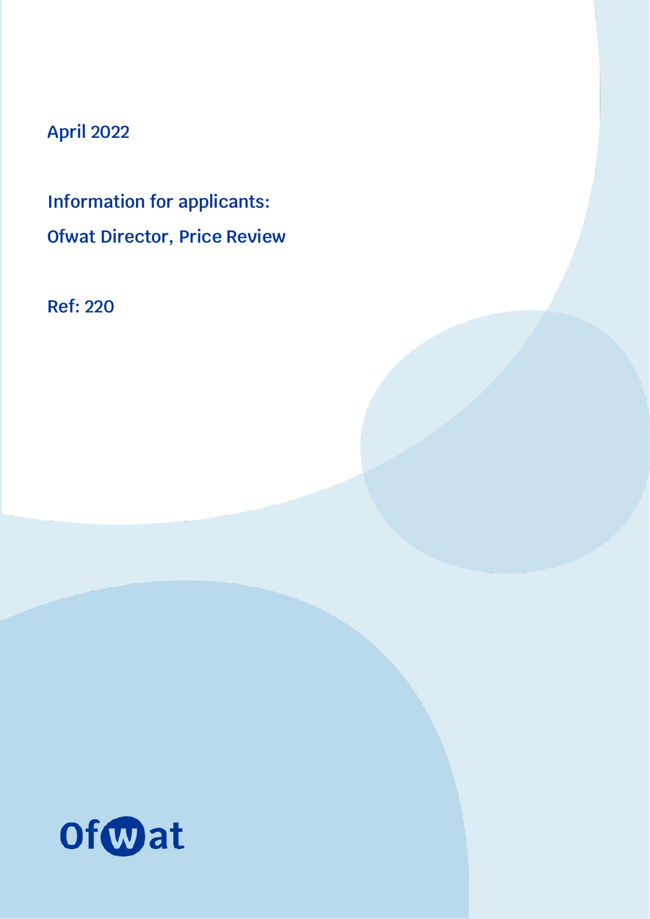April 2022

# Information for applicants: Ofwat Director, Price Review

Ref: 220

Ofwat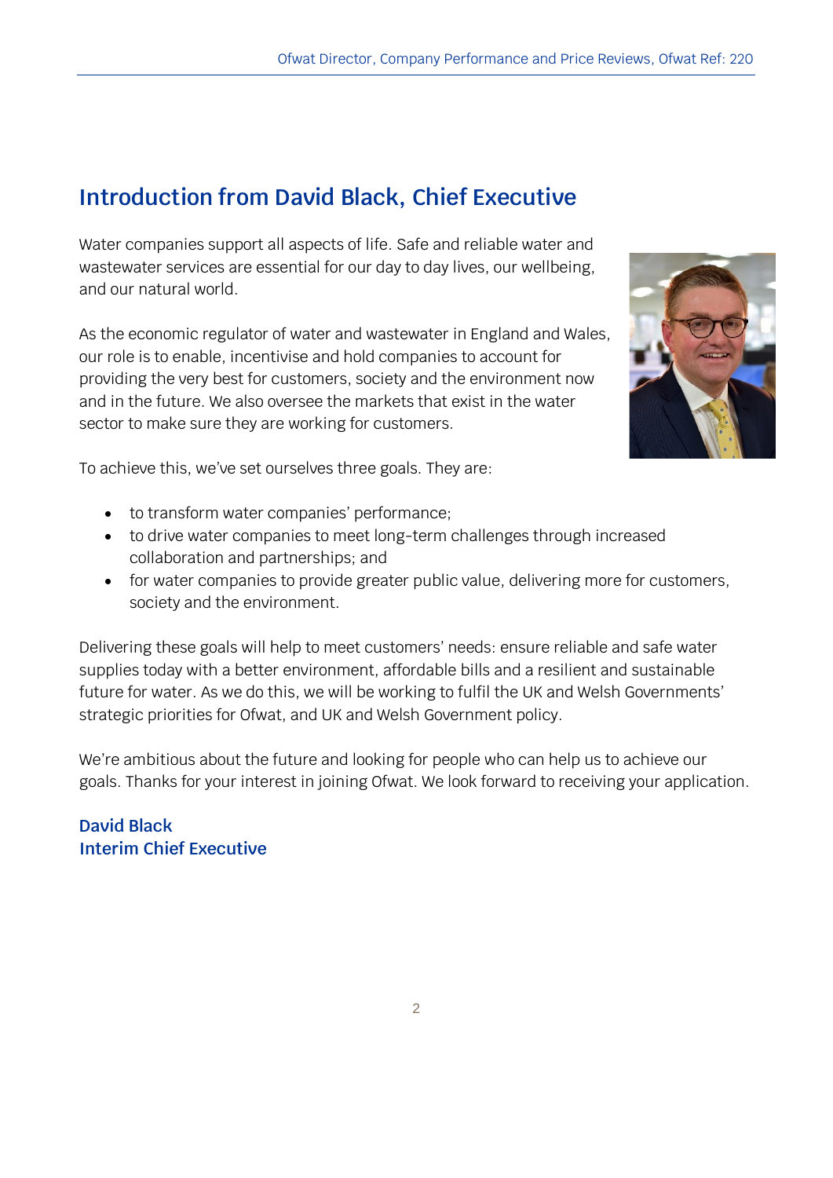## Introduction from David Black, Chief Executive

Water companies support all aspects of life. Safe and reliable water and wastewater services are essential for our day to day lives, our wellbeing, and our natural world.

As the economic regulator of water and wastewater in England and Wales, our role is to enable, incentivise and hold companies to account for providing the very best for customers, society and the environment now and in the future. We also oversee the markets that exist in the water sector to make sure they are working for customers.

To achieve this, we've set ourselves three goals. They are:

- to transform water companies' performance;
- to drive water companies to meet long-term challenges through increased collaboration and partnerships; and
- for water companies to provide greater public value, delivering more for customers, society and the environment.

Delivering these goals will help to meet customers' needs: ensure reliable and safe water supplies today with a better environment, affordable bills and a resilient and sustainable future for water. As we do this, we will be working to fulfil the UK and Welsh Governments' strategic priorities for Ofwat, and UK and Welsh Government policy.

We're ambitious about the future and looking for people who can help us to achieve our goals. Thanks for your interest in joining Ofwat. We look forward to receiving your application.

**David Black**
**Interim Chief Executive**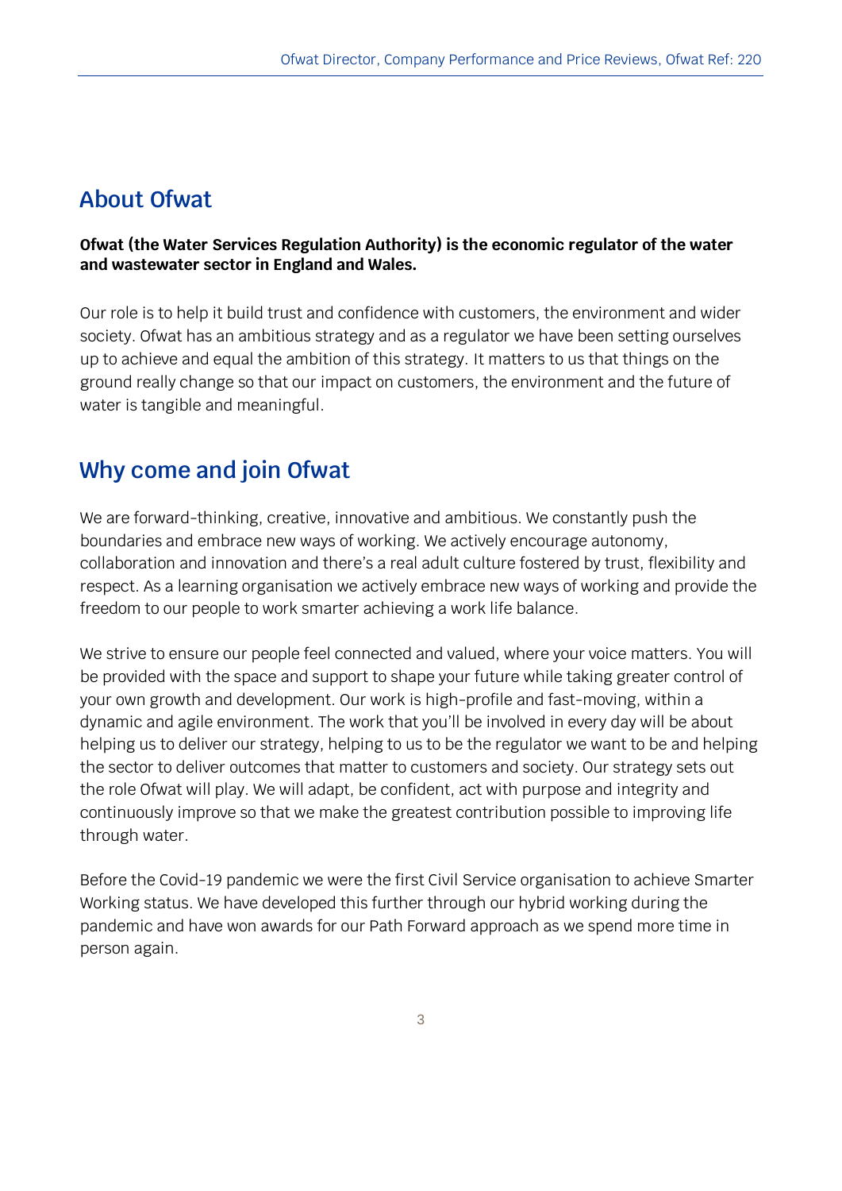## About Ofwat

**Ofwat (the Water Services Regulation Authority) is the economic regulator of the water and wastewater sector in England and Wales.**

Our role is to help it build trust and confidence with customers, the environment and wider society. Ofwat has an ambitious strategy and as a regulator we have been setting ourselves up to achieve and equal the ambition of this strategy. It matters to us that things on the ground really change so that our impact on customers, the environment and the future of water is tangible and meaningful.

## Why come and join Ofwat

We are forward-thinking, creative, innovative and ambitious. We constantly push the boundaries and embrace new ways of working. We actively encourage autonomy, collaboration and innovation and there's a real adult culture fostered by trust, flexibility and respect. As a learning organisation we actively embrace new ways of working and provide the freedom to our people to work smarter achieving a work life balance.

We strive to ensure our people feel connected and valued, where your voice matters. You will be provided with the space and support to shape your future while taking greater control of your own growth and development. Our work is high-profile and fast-moving, within a dynamic and agile environment. The work that you'll be involved in every day will be about helping us to deliver our strategy, helping to us to be the regulator we want to be and helping the sector to deliver outcomes that matter to customers and society. Our strategy sets out the role Ofwat will play. We will adapt, be confident, act with purpose and integrity and continuously improve so that we make the greatest contribution possible to improving life through water.

Before the Covid-19 pandemic we were the first Civil Service organisation to achieve Smarter Working status. We have developed this further through our hybrid working during the pandemic and have won awards for our Path Forward approach as we spend more time in person again.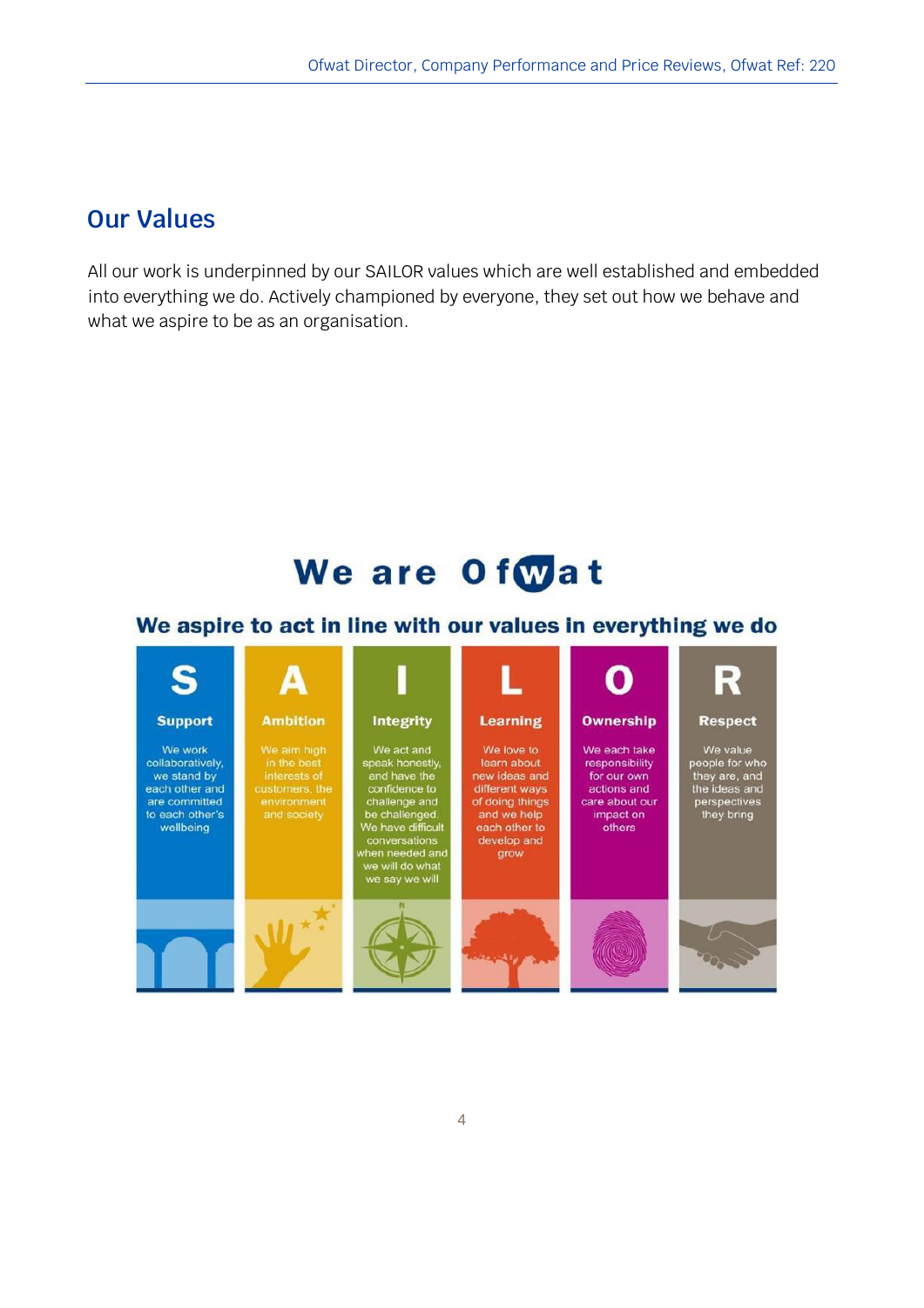## Our Values

All our work is underpinned by our SAILOR values which are well established and embedded into everything we do. Actively championed by everyone, they set out how we behave and what we aspire to be as an organisation.

**We are Ofwat**

**We aspire to act in line with our values in everything we do**

**S – Support**
We work collaboratively, we stand by each other and are committed to each other's wellbeing

**A – Ambition**
We aim high in the best interests of customers, the environment and society

**I – Integrity**
We act and speak honestly, and have the confidence to challenge and be challenged. We have difficult conversations when needed and we will do what we say we will

**L – Learning**
We love to learn about new ideas and different ways of doing things and we help each other to develop and grow

**O – Ownership**
We each take responsibility for our own actions and care about our impact on others

**R – Respect**
We value people for who they are, and the ideas and perspectives they bring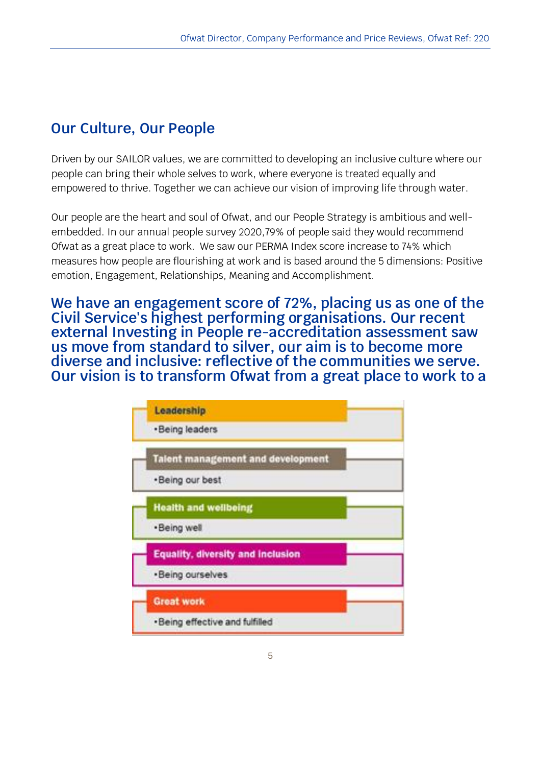## Our Culture, Our People

Driven by our SAILOR values, we are committed to developing an inclusive culture where our people can bring their whole selves to work, where everyone is treated equally and empowered to thrive. Together we can achieve our vision of improving life through water.

Our people are the heart and soul of Ofwat, and our People Strategy is ambitious and well-embedded. In our annual people survey 2020,79% of people said they would recommend Ofwat as a great place to work. We saw our PERMA Index score increase to 74% which measures how people are flourishing at work and is based around the 5 dimensions: Positive emotion, Engagement, Relationships, Meaning and Accomplishment.

### We have an engagement score of 72%, placing us as one of the Civil Service's highest performing organisations. Our recent external Investing in People re-accreditation assessment saw us move from standard to silver, our aim is to become more diverse and inclusive: reflective of the communities we serve. Our vision is to transform Ofwat from a great place to work to a

**Leadership**
- Being leaders

**Talent management and development**
- Being our best

**Health and wellbeing**
- Being well

**Equality, diversity and inclusion**
- Being ourselves

**Great work**
- Being effective and fulfilled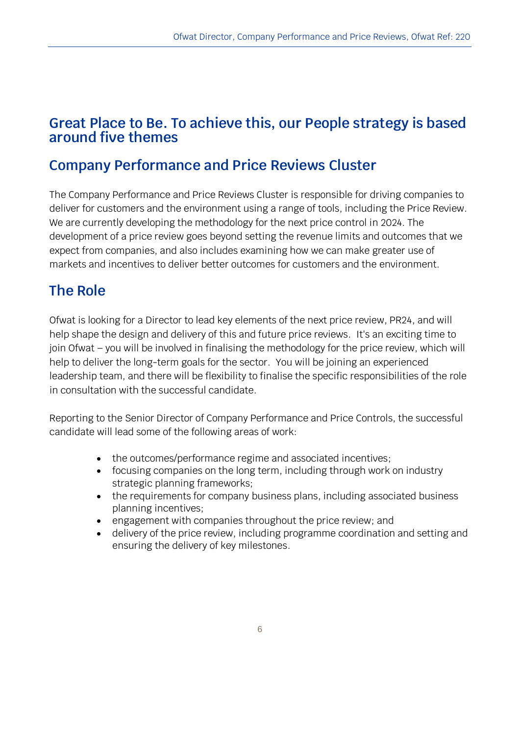## Great Place to Be. To achieve this, our People strategy is based around five themes

## Company Performance and Price Reviews Cluster

The Company Performance and Price Reviews Cluster is responsible for driving companies to deliver for customers and the environment using a range of tools, including the Price Review. We are currently developing the methodology for the next price control in 2024. The development of a price review goes beyond setting the revenue limits and outcomes that we expect from companies, and also includes examining how we can make greater use of markets and incentives to deliver better outcomes for customers and the environment.

## The Role

Ofwat is looking for a Director to lead key elements of the next price review, PR24, and will help shape the design and delivery of this and future price reviews. It's an exciting time to join Ofwat – you will be involved in finalising the methodology for the price review, which will help to deliver the long-term goals for the sector. You will be joining an experienced leadership team, and there will be flexibility to finalise the specific responsibilities of the role in consultation with the successful candidate.

Reporting to the Senior Director of Company Performance and Price Controls, the successful candidate will lead some of the following areas of work:

- the outcomes/performance regime and associated incentives;
- focusing companies on the long term, including through work on industry strategic planning frameworks;
- the requirements for company business plans, including associated business planning incentives;
- engagement with companies throughout the price review; and
- delivery of the price review, including programme coordination and setting and ensuring the delivery of key milestones.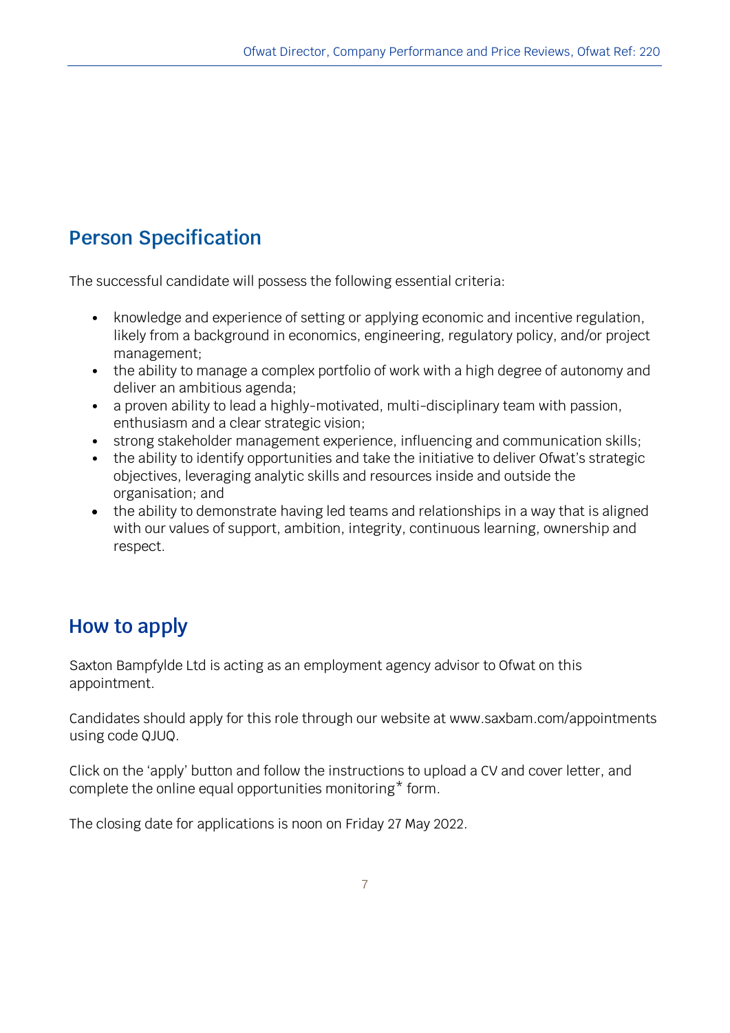## Person Specification

The successful candidate will possess the following essential criteria:

- knowledge and experience of setting or applying economic and incentive regulation, likely from a background in economics, engineering, regulatory policy, and/or project management;
- the ability to manage a complex portfolio of work with a high degree of autonomy and deliver an ambitious agenda;
- a proven ability to lead a highly-motivated, multi-disciplinary team with passion, enthusiasm and a clear strategic vision;
- strong stakeholder management experience, influencing and communication skills;
- the ability to identify opportunities and take the initiative to deliver Ofwat's strategic objectives, leveraging analytic skills and resources inside and outside the organisation; and
- the ability to demonstrate having led teams and relationships in a way that is aligned with our values of support, ambition, integrity, continuous learning, ownership and respect.

## How to apply

Saxton Bampfylde Ltd is acting as an employment agency advisor to Ofwat on this appointment.

Candidates should apply for this role through our website at www.saxbam.com/appointments using code QJUQ.

Click on the 'apply' button and follow the instructions to upload a CV and cover letter, and complete the online equal opportunities monitoring* form.

The closing date for applications is noon on Friday 27 May 2022.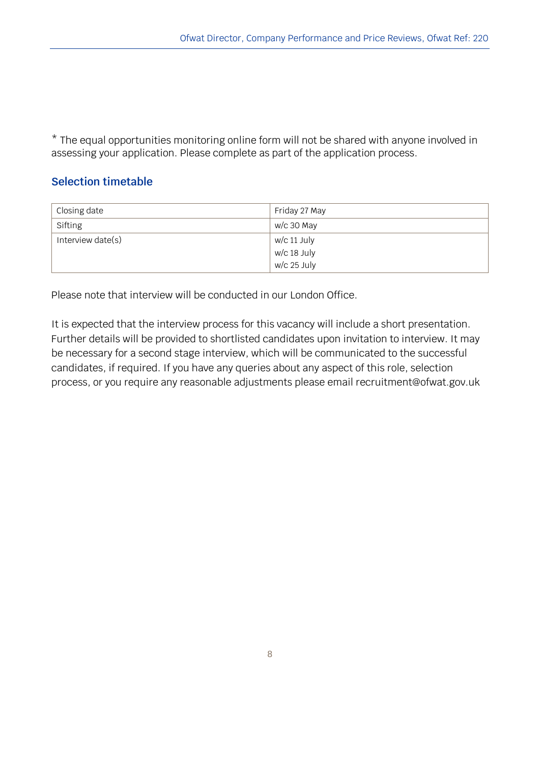* The equal opportunities monitoring online form will not be shared with anyone involved in assessing your application. Please complete as part of the application process.

## Selection timetable

| Closing date | Friday 27 May |
| --- | --- |
| Sifting | w/c 30 May |
| Interview date(s) | w/c 11 July<br>w/c 18 July<br>w/c 25 July |

Please note that interview will be conducted in our London Office.

It is expected that the interview process for this vacancy will include a short presentation. Further details will be provided to shortlisted candidates upon invitation to interview. It may be necessary for a second stage interview, which will be communicated to the successful candidates, if required. If you have any queries about any aspect of this role, selection process, or you require any reasonable adjustments please email recruitment@ofwat.gov.uk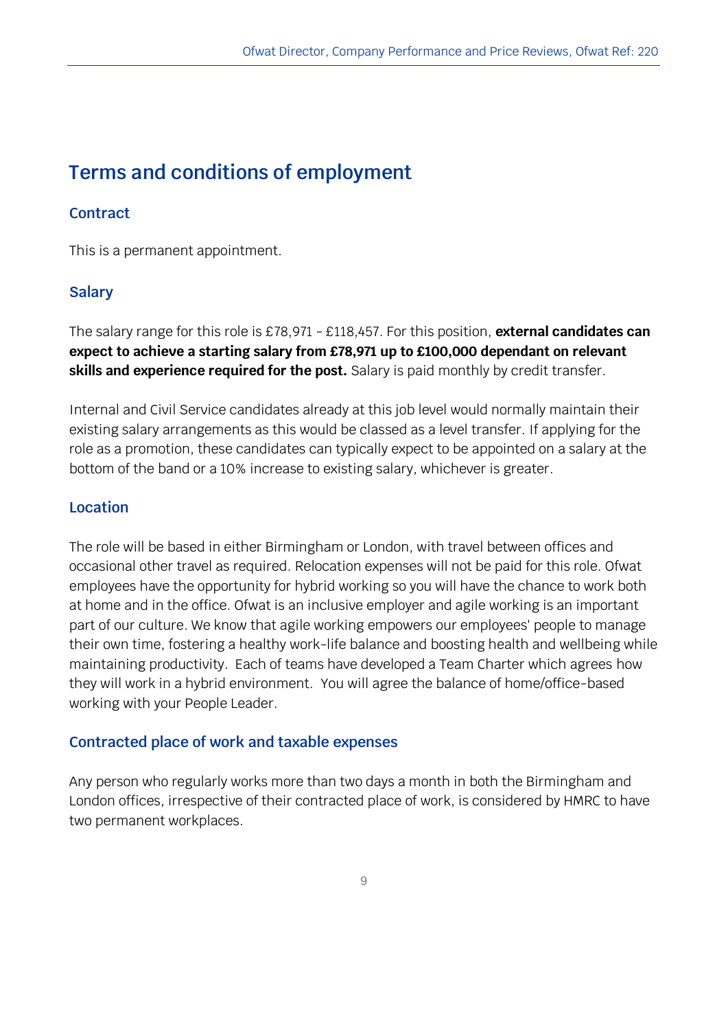# Terms and conditions of employment

## Contract

This is a permanent appointment.

## Salary

The salary range for this role is £78,971 - £118,457. For this position, **external candidates can expect to achieve a starting salary from £78,971 up to £100,000 dependant on relevant skills and experience required for the post.** Salary is paid monthly by credit transfer.

Internal and Civil Service candidates already at this job level would normally maintain their existing salary arrangements as this would be classed as a level transfer. If applying for the role as a promotion, these candidates can typically expect to be appointed on a salary at the bottom of the band or a 10% increase to existing salary, whichever is greater.

## Location

The role will be based in either Birmingham or London, with travel between offices and occasional other travel as required. Relocation expenses will not be paid for this role. Ofwat employees have the opportunity for hybrid working so you will have the chance to work both at home and in the office. Ofwat is an inclusive employer and agile working is an important part of our culture. We know that agile working empowers our employees' people to manage their own time, fostering a healthy work-life balance and boosting health and wellbeing while maintaining productivity. Each of teams have developed a Team Charter which agrees how they will work in a hybrid environment. You will agree the balance of home/office-based working with your People Leader.

## Contracted place of work and taxable expenses

Any person who regularly works more than two days a month in both the Birmingham and London offices, irrespective of their contracted place of work, is considered by HMRC to have two permanent workplaces.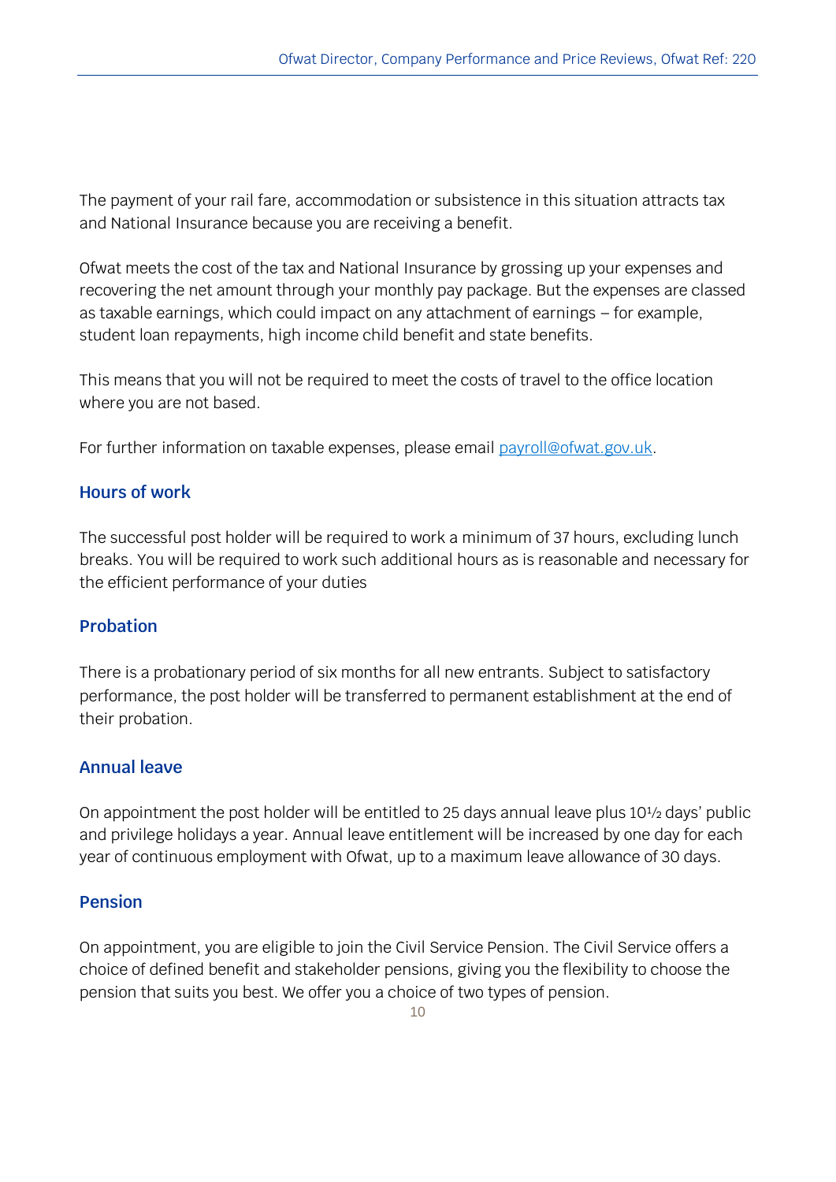The payment of your rail fare, accommodation or subsistence in this situation attracts tax and National Insurance because you are receiving a benefit.

Ofwat meets the cost of the tax and National Insurance by grossing up your expenses and recovering the net amount through your monthly pay package. But the expenses are classed as taxable earnings, which could impact on any attachment of earnings – for example, student loan repayments, high income child benefit and state benefits.

This means that you will not be required to meet the costs of travel to the office location where you are not based.

For further information on taxable expenses, please email [payroll@ofwat.gov.uk](mailto:payroll@ofwat.gov.uk).

## Hours of work

The successful post holder will be required to work a minimum of 37 hours, excluding lunch breaks. You will be required to work such additional hours as is reasonable and necessary for the efficient performance of your duties

## Probation

There is a probationary period of six months for all new entrants. Subject to satisfactory performance, the post holder will be transferred to permanent establishment at the end of their probation.

## Annual leave

On appointment the post holder will be entitled to 25 days annual leave plus 10½ days' public and privilege holidays a year. Annual leave entitlement will be increased by one day for each year of continuous employment with Ofwat, up to a maximum leave allowance of 30 days.

## Pension

On appointment, you are eligible to join the Civil Service Pension. The Civil Service offers a choice of defined benefit and stakeholder pensions, giving you the flexibility to choose the pension that suits you best. We offer you a choice of two types of pension.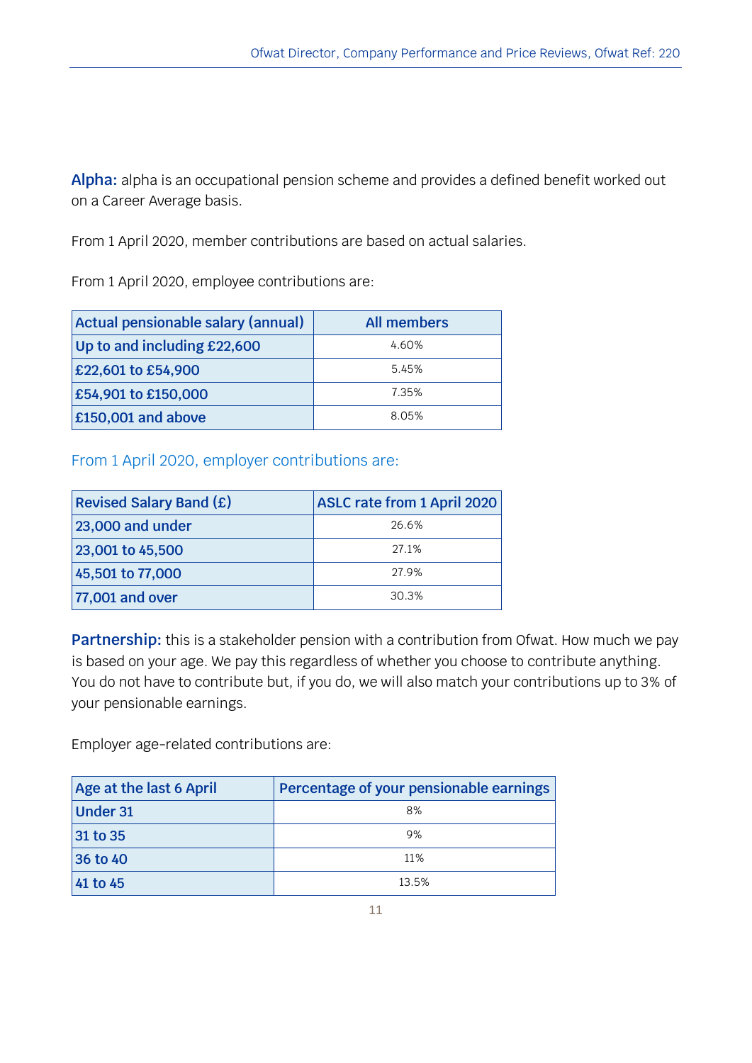**Alpha:** alpha is an occupational pension scheme and provides a defined benefit worked out on a Career Average basis.

From 1 April 2020, member contributions are based on actual salaries.

From 1 April 2020, employee contributions are:

| Actual pensionable salary (annual) | All members |
|---|---|
| Up to and including £22,600 | 4.60% |
| £22,601 to £54,900 | 5.45% |
| £54,901 to £150,000 | 7.35% |
| £150,001 and above | 8.05% |

From 1 April 2020, employer contributions are:

| Revised Salary Band (£) | ASLC rate from 1 April 2020 |
|---|---|
| 23,000 and under | 26.6% |
| 23,001 to 45,500 | 27.1% |
| 45,501 to 77,000 | 27.9% |
| 77,001 and over | 30.3% |

**Partnership:** this is a stakeholder pension with a contribution from Ofwat. How much we pay is based on your age. We pay this regardless of whether you choose to contribute anything. You do not have to contribute but, if you do, we will also match your contributions up to 3% of your pensionable earnings.

Employer age-related contributions are:

| Age at the last 6 April | Percentage of your pensionable earnings |
|---|---|
| Under 31 | 8% |
| 31 to 35 | 9% |
| 36 to 40 | 11% |
| 41 to 45 | 13.5% |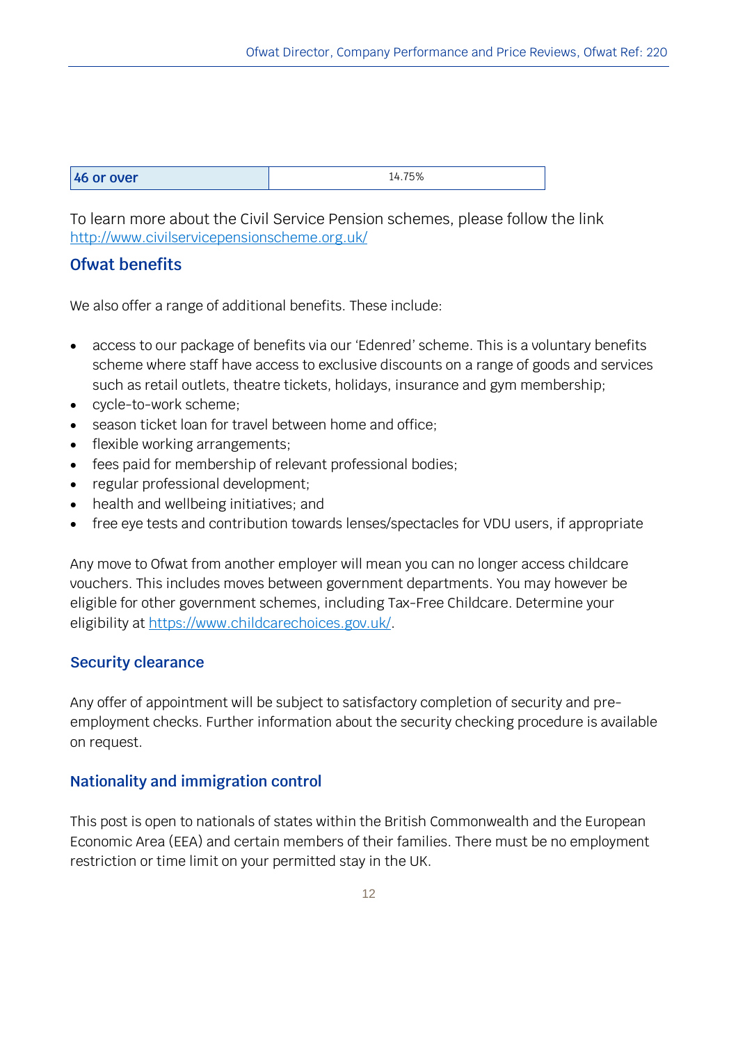| 46 or over | 14.75% |
|---|---|

To learn more about the Civil Service Pension schemes, please follow the link http://www.civilservicepensionscheme.org.uk/

## Ofwat benefits

We also offer a range of additional benefits. These include:

- access to our package of benefits via our 'Edenred' scheme. This is a voluntary benefits scheme where staff have access to exclusive discounts on a range of goods and services such as retail outlets, theatre tickets, holidays, insurance and gym membership;
- cycle-to-work scheme;
- season ticket loan for travel between home and office;
- flexible working arrangements;
- fees paid for membership of relevant professional bodies;
- regular professional development;
- health and wellbeing initiatives; and
- free eye tests and contribution towards lenses/spectacles for VDU users, if appropriate

Any move to Ofwat from another employer will mean you can no longer access childcare vouchers. This includes moves between government departments. You may however be eligible for other government schemes, including Tax-Free Childcare. Determine your eligibility at https://www.childcarechoices.gov.uk/.

### Security clearance

Any offer of appointment will be subject to satisfactory completion of security and pre-employment checks. Further information about the security checking procedure is available on request.

### Nationality and immigration control

This post is open to nationals of states within the British Commonwealth and the European Economic Area (EEA) and certain members of their families. There must be no employment restriction or time limit on your permitted stay in the UK.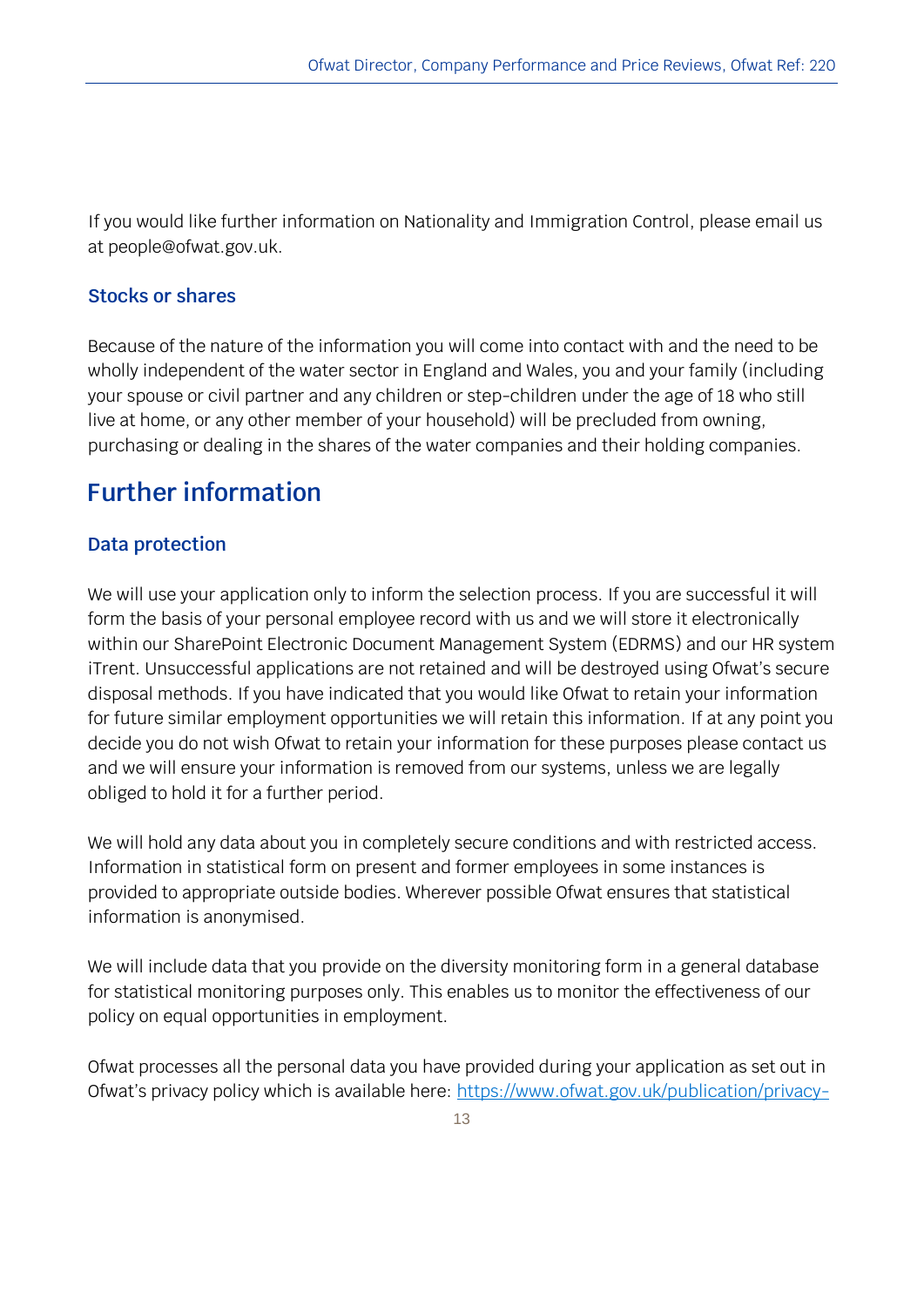If you would like further information on Nationality and Immigration Control, please email us at people@ofwat.gov.uk.

### Stocks or shares

Because of the nature of the information you will come into contact with and the need to be wholly independent of the water sector in England and Wales, you and your family (including your spouse or civil partner and any children or step-children under the age of 18 who still live at home, or any other member of your household) will be precluded from owning, purchasing or dealing in the shares of the water companies and their holding companies.

## Further information

### Data protection

We will use your application only to inform the selection process. If you are successful it will form the basis of your personal employee record with us and we will store it electronically within our SharePoint Electronic Document Management System (EDRMS) and our HR system iTrent. Unsuccessful applications are not retained and will be destroyed using Ofwat's secure disposal methods. If you have indicated that you would like Ofwat to retain your information for future similar employment opportunities we will retain this information. If at any point you decide you do not wish Ofwat to retain your information for these purposes please contact us and we will ensure your information is removed from our systems, unless we are legally obliged to hold it for a further period.

We will hold any data about you in completely secure conditions and with restricted access. Information in statistical form on present and former employees in some instances is provided to appropriate outside bodies. Wherever possible Ofwat ensures that statistical information is anonymised.

We will include data that you provide on the diversity monitoring form in a general database for statistical monitoring purposes only. This enables us to monitor the effectiveness of our policy on equal opportunities in employment.

Ofwat processes all the personal data you have provided during your application as set out in Ofwat's privacy policy which is available here: https://www.ofwat.gov.uk/publication/privacy-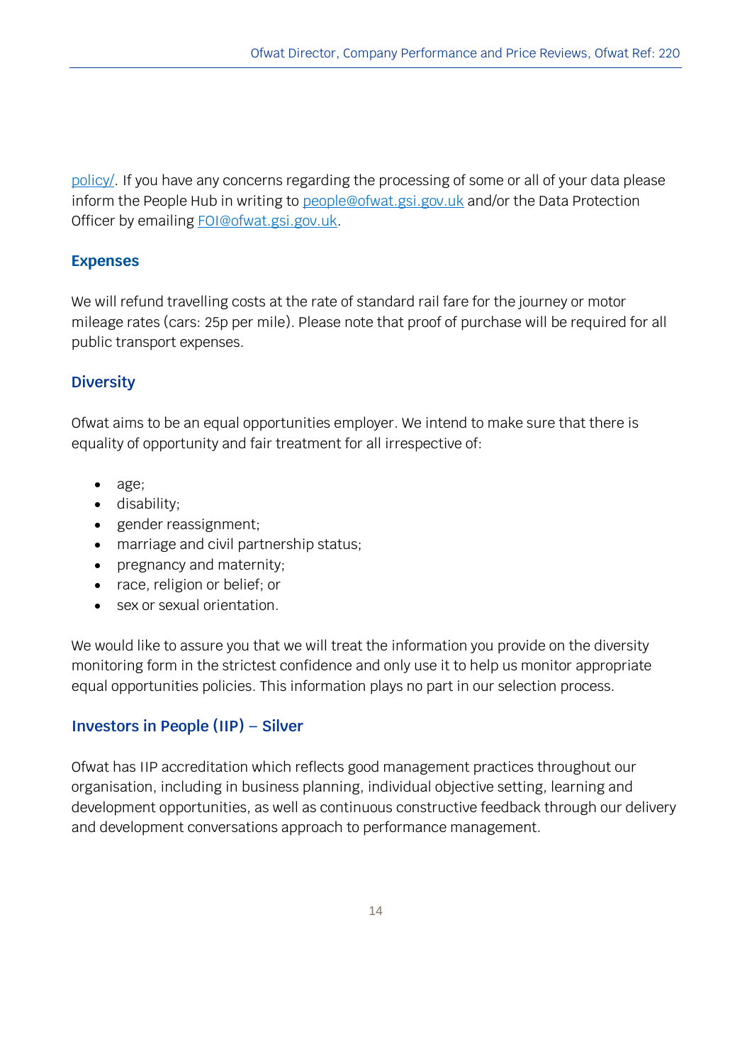policy/. If you have any concerns regarding the processing of some or all of your data please inform the People Hub in writing to people@ofwat.gsi.gov.uk and/or the Data Protection Officer by emailing FOI@ofwat.gsi.gov.uk.

## Expenses

We will refund travelling costs at the rate of standard rail fare for the journey or motor mileage rates (cars: 25p per mile). Please note that proof of purchase will be required for all public transport expenses.

## Diversity

Ofwat aims to be an equal opportunities employer. We intend to make sure that there is equality of opportunity and fair treatment for all irrespective of:

- age;
- disability;
- gender reassignment;
- marriage and civil partnership status;
- pregnancy and maternity;
- race, religion or belief; or
- sex or sexual orientation.

We would like to assure you that we will treat the information you provide on the diversity monitoring form in the strictest confidence and only use it to help us monitor appropriate equal opportunities policies. This information plays no part in our selection process.

## Investors in People (IIP) – Silver

Ofwat has IIP accreditation which reflects good management practices throughout our organisation, including in business planning, individual objective setting, learning and development opportunities, as well as continuous constructive feedback through our delivery and development conversations approach to performance management.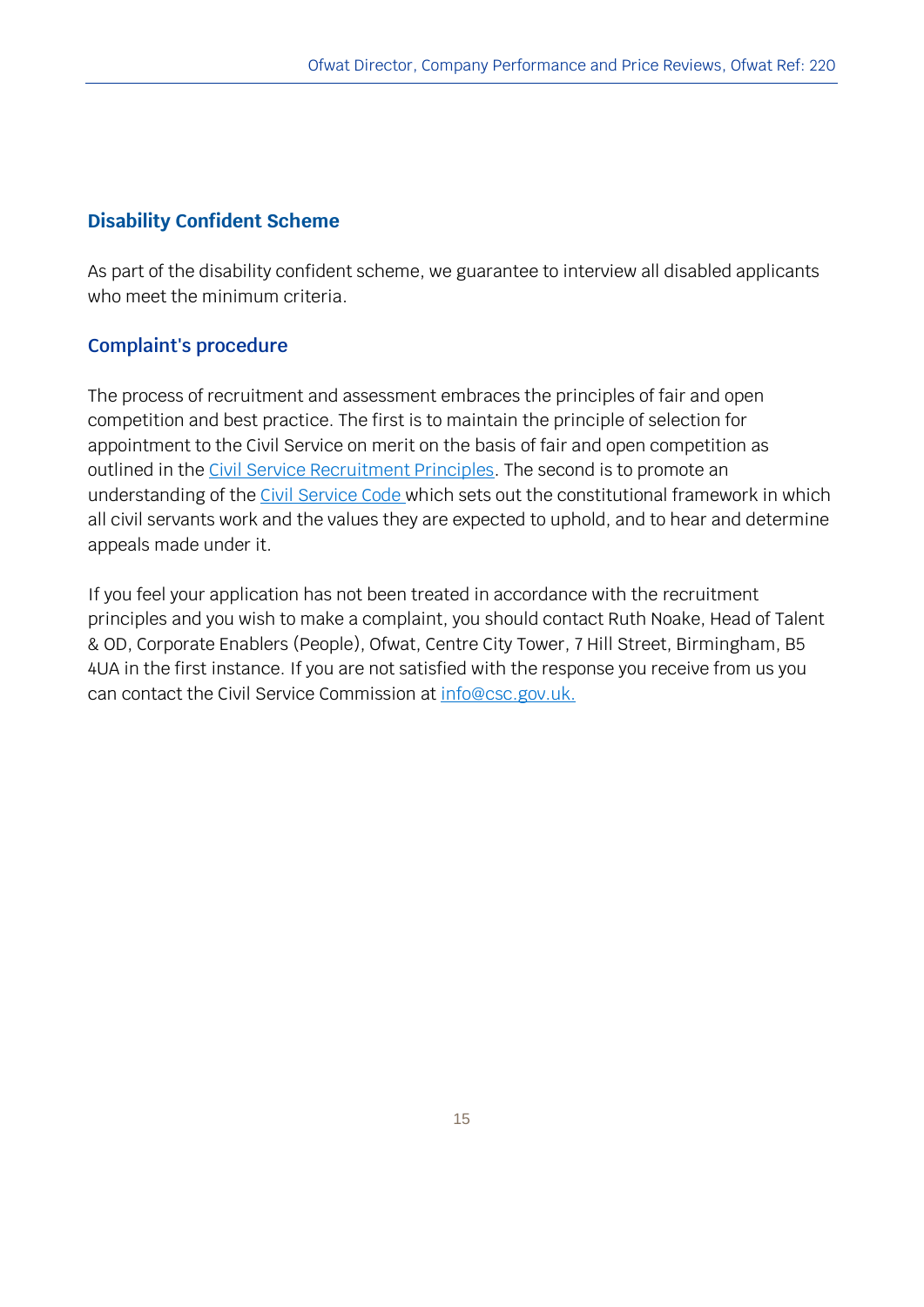## Disability Confident Scheme

As part of the disability confident scheme, we guarantee to interview all disabled applicants who meet the minimum criteria.

## Complaint's procedure

The process of recruitment and assessment embraces the principles of fair and open competition and best practice. The first is to maintain the principle of selection for appointment to the Civil Service on merit on the basis of fair and open competition as outlined in the Civil Service Recruitment Principles. The second is to promote an understanding of the Civil Service Code which sets out the constitutional framework in which all civil servants work and the values they are expected to uphold, and to hear and determine appeals made under it.

If you feel your application has not been treated in accordance with the recruitment principles and you wish to make a complaint, you should contact Ruth Noake, Head of Talent & OD, Corporate Enablers (People), Ofwat, Centre City Tower, 7 Hill Street, Birmingham, B5 4UA in the first instance. If you are not satisfied with the response you receive from us you can contact the Civil Service Commission at info@csc.gov.uk.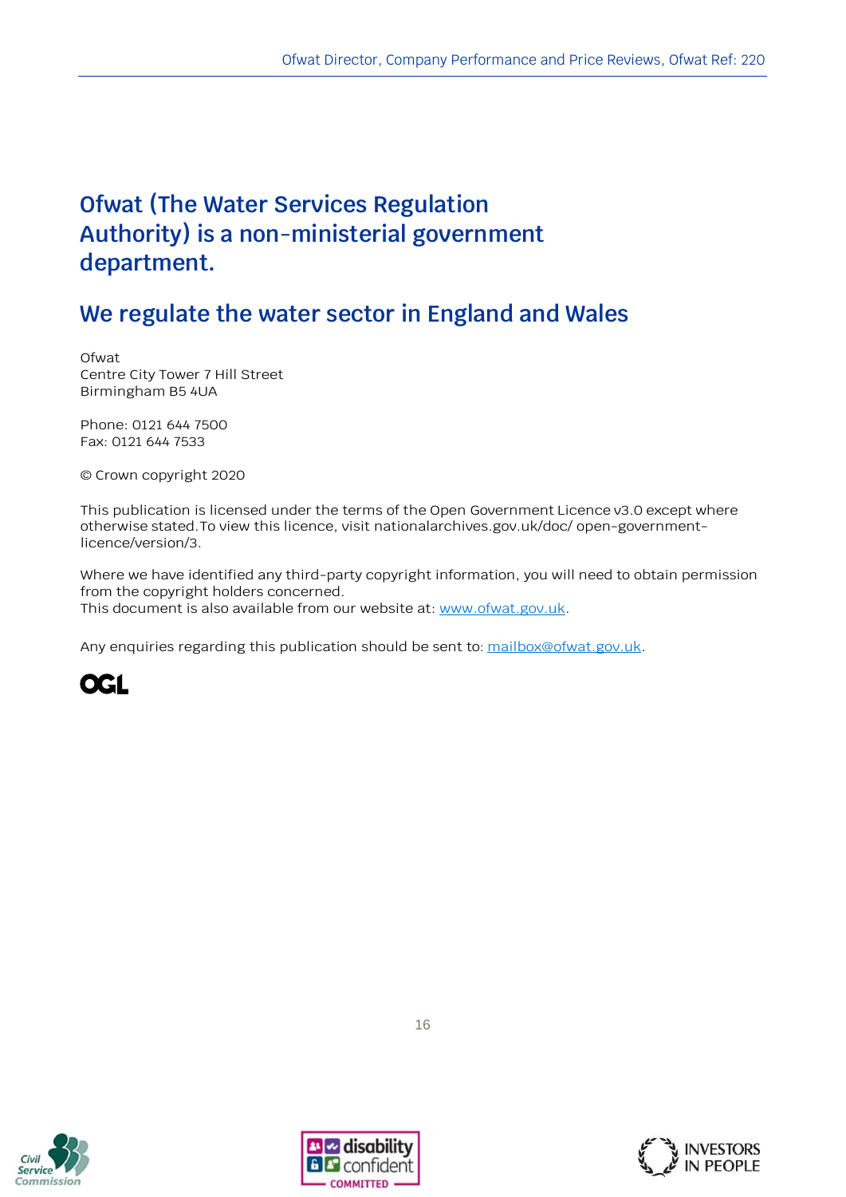# Ofwat (The Water Services Regulation Authority) is a non-ministerial government department.

## We regulate the water sector in England and Wales

Ofwat
Centre City Tower 7 Hill Street
Birmingham B5 4UA

Phone: 0121 644 7500
Fax: 0121 644 7533

© Crown copyright 2020

This publication is licensed under the terms of the Open Government Licence v3.0 except where otherwise stated. To view this licence, visit nationalarchives.gov.uk/doc/ open-government-licence/version/3.

Where we have identified any third-party copyright information, you will need to obtain permission from the copyright holders concerned.
This document is also available from our website at: www.ofwat.gov.uk.

Any enquiries regarding this publication should be sent to: mailbox@ofwat.gov.uk.